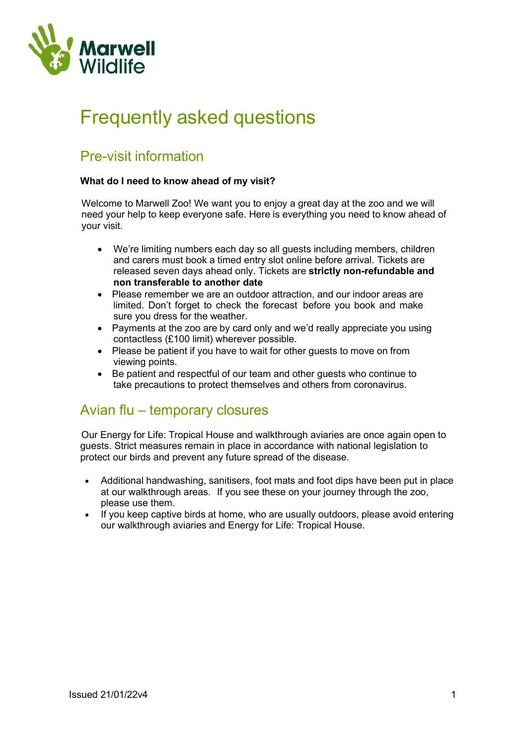Marwell Wildlife

# Frequently asked questions

## Pre-visit information

**What do I need to know ahead of my visit?**

Welcome to Marwell Zoo! We want you to enjoy a great day at the zoo and we will need your help to keep everyone safe. Here is everything you need to know ahead of your visit.

- We're limiting numbers each day so all guests including members, children and carers must book a timed entry slot online before arrival. Tickets are released seven days ahead only. Tickets are **strictly non-refundable and non transferable to another date**
- Please remember we are an outdoor attraction, and our indoor areas are limited. Don't forget to check the forecast before you book and make sure you dress for the weather.
- Payments at the zoo are by card only and we'd really appreciate you using contactless (£100 limit) wherever possible.
- Please be patient if you have to wait for other guests to move on from viewing points.
- Be patient and respectful of our team and other guests who continue to take precautions to protect themselves and others from coronavirus.

## Avian flu – temporary closures

Our Energy for Life: Tropical House and walkthrough aviaries are once again open to guests. Strict measures remain in place in accordance with national legislation to protect our birds and prevent any future spread of the disease.

- Additional handwashing, sanitisers, foot mats and foot dips have been put in place at our walkthrough areas. If you see these on your journey through the zoo, please use them.
- If you keep captive birds at home, who are usually outdoors, please avoid entering our walkthrough aviaries and Energy for Life: Tropical House.

Issued 21/01/22v4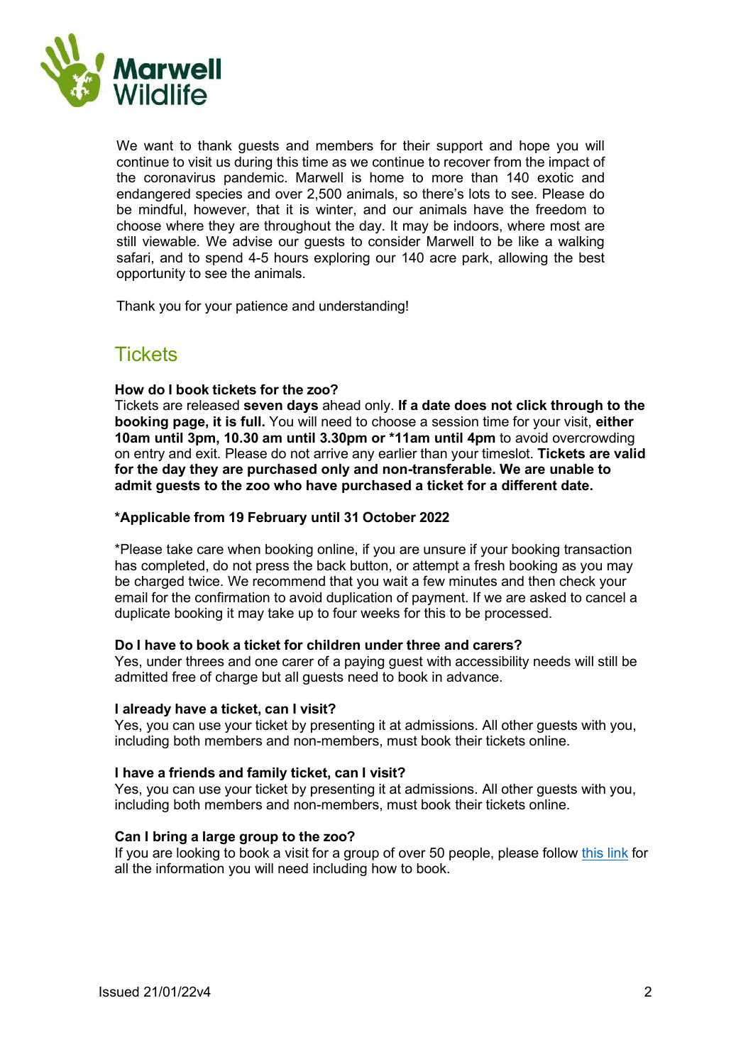We want to thank guests and members for their support and hope you will continue to visit us during this time as we continue to recover from the impact of the coronavirus pandemic. Marwell is home to more than 140 exotic and endangered species and over 2,500 animals, so there's lots to see. Please do be mindful, however, that it is winter, and our animals have the freedom to choose where they are throughout the day. It may be indoors, where most are still viewable. We advise our guests to consider Marwell to be like a walking safari, and to spend 4-5 hours exploring our 140 acre park, allowing the best opportunity to see the animals.

Thank you for your patience and understanding!

## Tickets

**How do I book tickets for the zoo?**
Tickets are released **seven days** ahead only. **If a date does not click through to the booking page, it is full.** You will need to choose a session time for your visit, **either 10am until 3pm, 10.30 am until 3.30pm or *11am until 4pm** to avoid overcrowding on entry and exit. Please do not arrive any earlier than your timeslot. **Tickets are valid for the day they are purchased only and non-transferable. We are unable to admit guests to the zoo who have purchased a ticket for a different date.**

***Applicable from 19 February until 31 October 2022**

*Please take care when booking online, if you are unsure if your booking transaction has completed, do not press the back button, or attempt a fresh booking as you may be charged twice. We recommend that you wait a few minutes and then check your email for the confirmation to avoid duplication of payment. If we are asked to cancel a duplicate booking it may take up to four weeks for this to be processed.

**Do I have to book a ticket for children under three and carers?**
Yes, under threes and one carer of a paying guest with accessibility needs will still be admitted free of charge but all guests need to book in advance.

**I already have a ticket, can I visit?**
Yes, you can use your ticket by presenting it at admissions. All other guests with you, including both members and non-members, must book their tickets online.

**I have a friends and family ticket, can I visit?**
Yes, you can use your ticket by presenting it at admissions. All other guests with you, including both members and non-members, must book their tickets online.

**Can I bring a large group to the zoo?**
If you are looking to book a visit for a group of over 50 people, please follow this link for all the information you will need including how to book.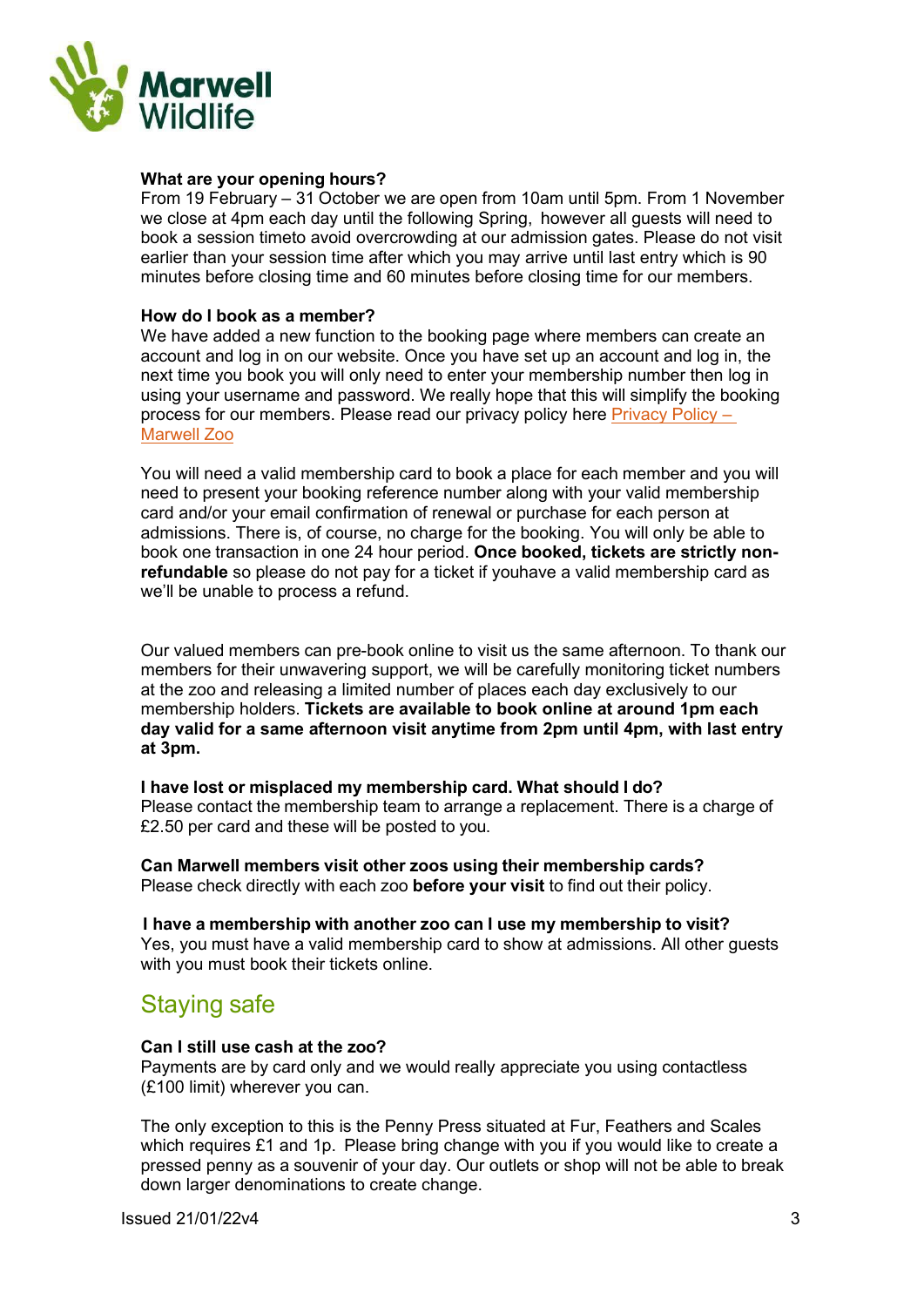**What are your opening hours?**
From 19 February – 31 October we are open from 10am until 5pm. From 1 November we close at 4pm each day until the following Spring, however all guests will need to book a session timeto avoid overcrowding at our admission gates. Please do not visit earlier than your session time after which you may arrive until last entry which is 90 minutes before closing time and 60 minutes before closing time for our members.

**How do I book as a member?**
We have added a new function to the booking page where members can create an account and log in on our website. Once you have set up an account and log in, the next time you book you will only need to enter your membership number then log in using your username and password. We really hope that this will simplify the booking process for our members. Please read our privacy policy here Privacy Policy – Marwell Zoo

You will need a valid membership card to book a place for each member and you will need to present your booking reference number along with your valid membership card and/or your email confirmation of renewal or purchase for each person at admissions. There is, of course, no charge for the booking. You will only be able to book one transaction in one 24 hour period. **Once booked, tickets are strictly non-refundable** so please do not pay for a ticket if youhave a valid membership card as we'll be unable to process a refund.

Our valued members can pre-book online to visit us the same afternoon. To thank our members for their unwavering support, we will be carefully monitoring ticket numbers at the zoo and releasing a limited number of places each day exclusively to our membership holders. **Tickets are available to book online at around 1pm each day valid for a same afternoon visit anytime from 2pm until 4pm, with last entry at 3pm.**

**I have lost or misplaced my membership card. What should I do?**
Please contact the membership team to arrange a replacement. There is a charge of £2.50 per card and these will be posted to you.

**Can Marwell members visit other zoos using their membership cards?**
Please check directly with each zoo **before your visit** to find out their policy.

**I have a membership with another zoo can I use my membership to visit?**
Yes, you must have a valid membership card to show at admissions. All other guests with you must book their tickets online.

## Staying safe

**Can I still use cash at the zoo?**
Payments are by card only and we would really appreciate you using contactless (£100 limit) wherever you can.

The only exception to this is the Penny Press situated at Fur, Feathers and Scales which requires £1 and 1p. Please bring change with you if you would like to create a pressed penny as a souvenir of your day. Our outlets or shop will not be able to break down larger denominations to create change.

Issued 21/01/22v4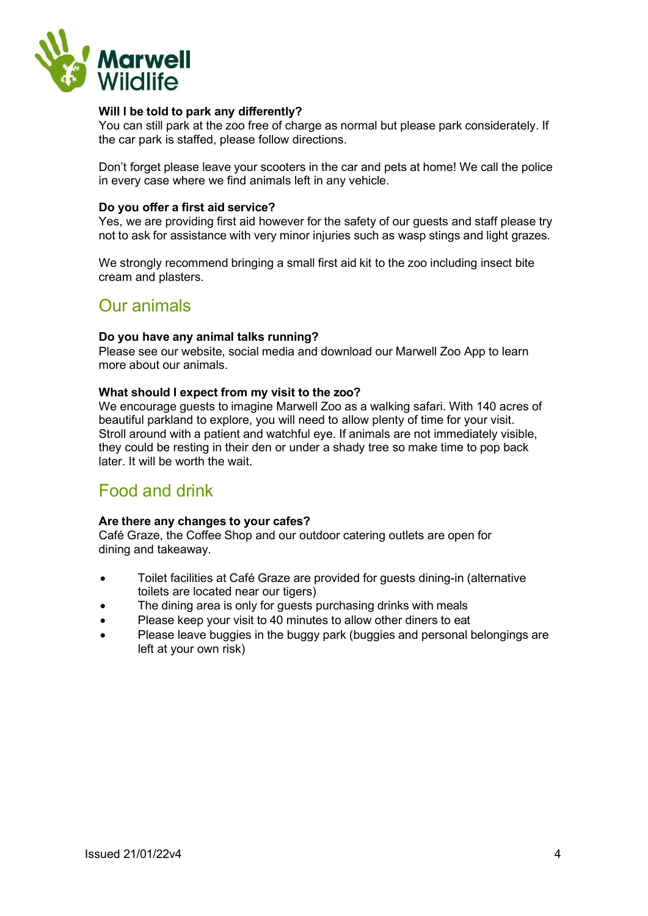**Will I be told to park any differently?**
You can still park at the zoo free of charge as normal but please park considerately. If the car park is staffed, please follow directions.

Don't forget please leave your scooters in the car and pets at home! We call the police in every case where we find animals left in any vehicle.

**Do you offer a first aid service?**
Yes, we are providing first aid however for the safety of our guests and staff please try not to ask for assistance with very minor injuries such as wasp stings and light grazes.

We strongly recommend bringing a small first aid kit to the zoo including insect bite cream and plasters.

## Our animals

**Do you have any animal talks running?**
Please see our website, social media and download our Marwell Zoo App to learn more about our animals.

**What should I expect from my visit to the zoo?**
We encourage guests to imagine Marwell Zoo as a walking safari. With 140 acres of beautiful parkland to explore, you will need to allow plenty of time for your visit. Stroll around with a patient and watchful eye. If animals are not immediately visible, they could be resting in their den or under a shady tree so make time to pop back later. It will be worth the wait.

## Food and drink

**Are there any changes to your cafes?**
Café Graze, the Coffee Shop and our outdoor catering outlets are open for dining and takeaway.

- Toilet facilities at Café Graze are provided for guests dining-in (alternative toilets are located near our tigers)
- The dining area is only for guests purchasing drinks with meals
- Please keep your visit to 40 minutes to allow other diners to eat
- Please leave buggies in the buggy park (buggies and personal belongings are left at your own risk)

Issued 21/01/22v4